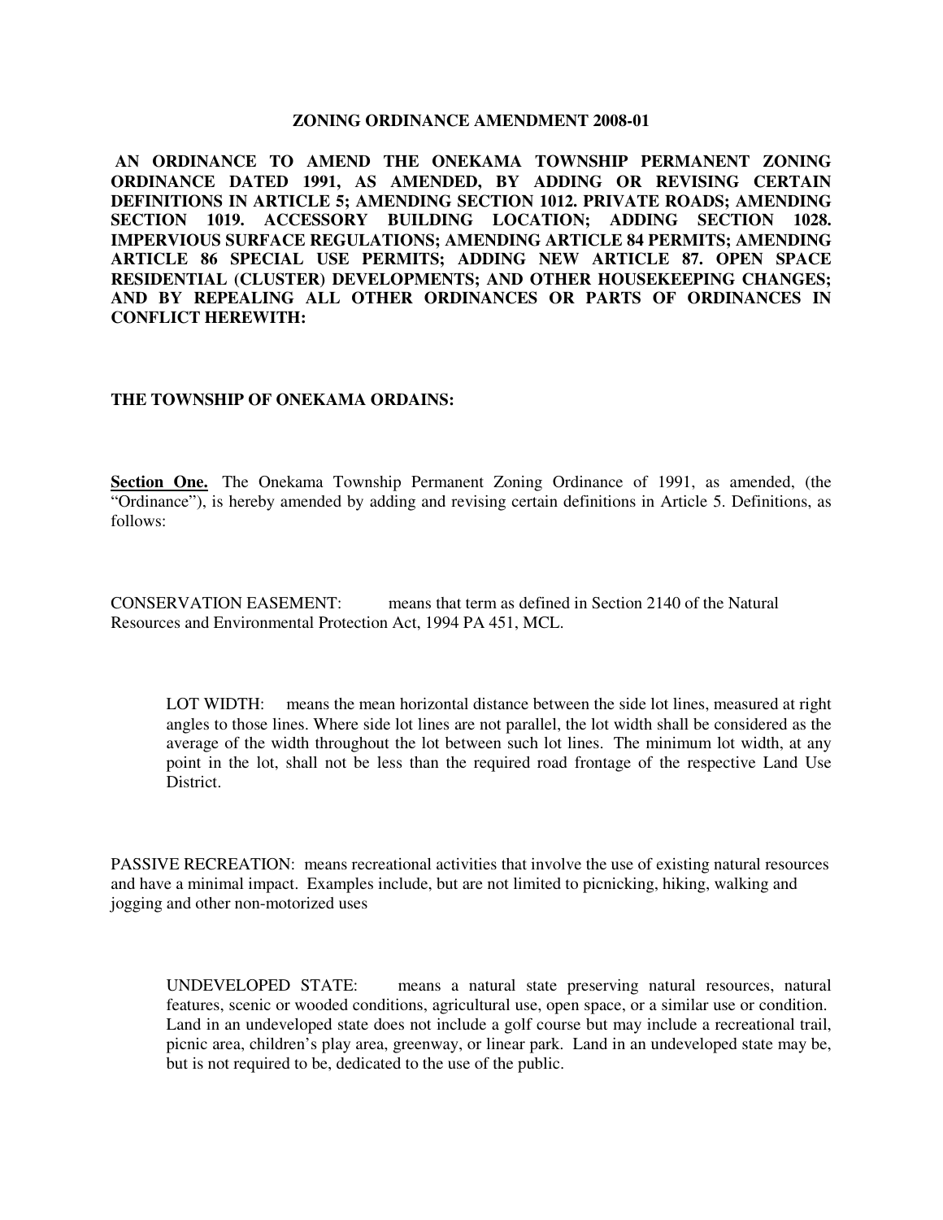**ZONING ORDINANCE AMENDMENT 2008-01**

**AN ORDINANCE TO AMEND THE ONEKAMA TOWNSHIP PERMANENT ZONING ORDINANCE DATED 1991, AS AMENDED, BY ADDING OR REVISING CERTAIN DEFINITIONS IN ARTICLE 5; AMENDING SECTION 1012. PRIVATE ROADS; AMENDING SECTION 1019. ACCESSORY BUILDING LOCATION; ADDING SECTION 1028. IMPERVIOUS SURFACE REGULATIONS; AMENDING ARTICLE 84 PERMITS; AMENDING ARTICLE 86 SPECIAL USE PERMITS; ADDING NEW ARTICLE 87. OPEN SPACE RESIDENTIAL (CLUSTER) DEVELOPMENTS; AND OTHER HOUSEKEEPING CHANGES; AND BY REPEALING ALL OTHER ORDINANCES OR PARTS OF ORDINANCES IN CONFLICT HEREWITH:**

**THE TOWNSHIP OF ONEKAMA ORDAINS:**

**Section One.** The Onekama Township Permanent Zoning Ordinance of 1991, as amended, (the "Ordinance"), is hereby amended by adding and revising certain definitions in Article 5. Definitions, as follows:

CONSERVATION EASEMENT: means that term as defined in Section 2140 of the Natural Resources and Environmental Protection Act, 1994 PA 451, MCL.

LOT WIDTH: means the mean horizontal distance between the side lot lines, measured at right angles to those lines. Where side lot lines are not parallel, the lot width shall be considered as the average of the width throughout the lot between such lot lines. The minimum lot width, at any point in the lot, shall not be less than the required road frontage of the respective Land Use District.

PASSIVE RECREATION: means recreational activities that involve the use of existing natural resources and have a minimal impact. Examples include, but are not limited to picnicking, hiking, walking and jogging and other non-motorized uses

UNDEVELOPED STATE: means a natural state preserving natural resources, natural features, scenic or wooded conditions, agricultural use, open space, or a similar use or condition. Land in an undeveloped state does not include a golf course but may include a recreational trail, picnic area, children's play area, greenway, or linear park. Land in an undeveloped state may be, but is not required to be, dedicated to the use of the public.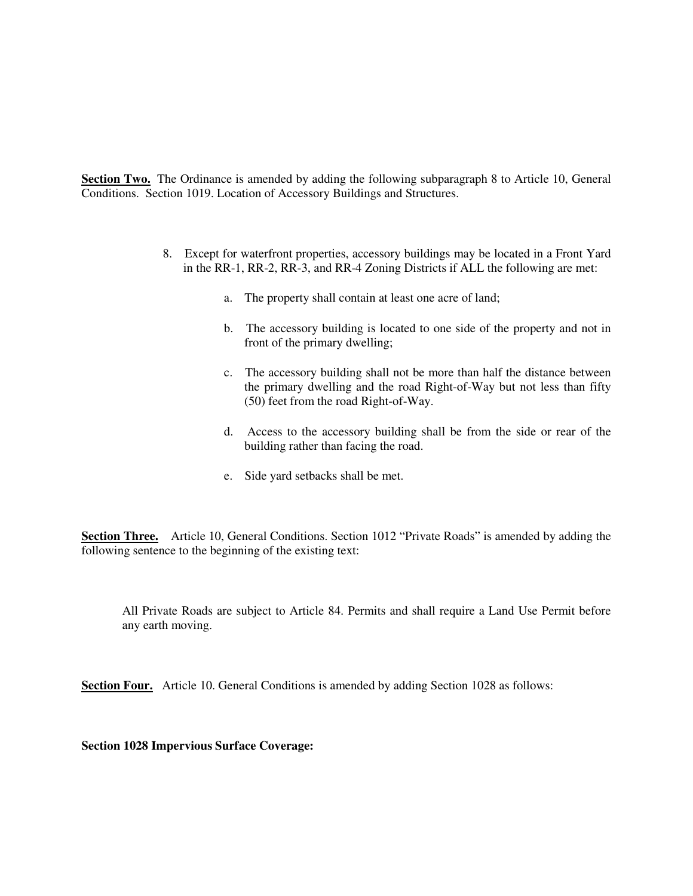**Section Two.** The Ordinance is amended by adding the following subparagraph 8 to Article 10, General Conditions. Section 1019. Location of Accessory Buildings and Structures.

8. Except for waterfront properties, accessory buildings may be located in a Front Yard in the RR-1, RR-2, RR-3, and RR-4 Zoning Districts if ALL the following are met:

   a. The property shall contain at least one acre of land;

   b. The accessory building is located to one side of the property and not in front of the primary dwelling;

   c. The accessory building shall not be more than half the distance between the primary dwelling and the road Right-of-Way but not less than fifty (50) feet from the road Right-of-Way.

   d. Access to the accessory building shall be from the side or rear of the building rather than facing the road.

   e. Side yard setbacks shall be met.

**Section Three.** Article 10, General Conditions. Section 1012 "Private Roads" is amended by adding the following sentence to the beginning of the existing text:

All Private Roads are subject to Article 84. Permits and shall require a Land Use Permit before any earth moving.

**Section Four.** Article 10. General Conditions is amended by adding Section 1028 as follows:

**Section 1028 Impervious Surface Coverage:**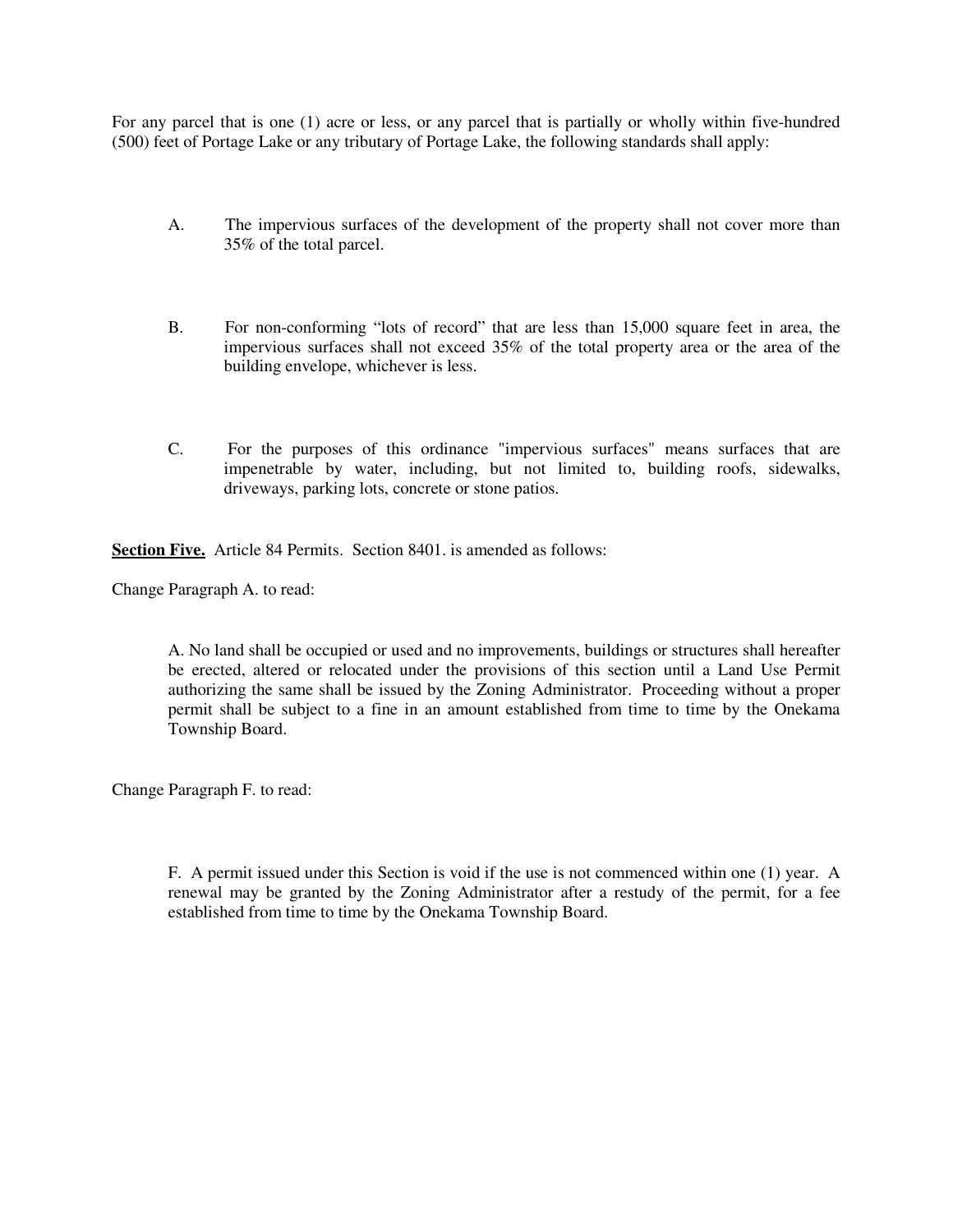For any parcel that is one (1) acre or less, or any parcel that is partially or wholly within five-hundred (500) feet of Portage Lake or any tributary of Portage Lake, the following standards shall apply:

A. The impervious surfaces of the development of the property shall not cover more than 35% of the total parcel.

B. For non-conforming "lots of record" that are less than 15,000 square feet in area, the impervious surfaces shall not exceed 35% of the total property area or the area of the building envelope, whichever is less.

C. For the purposes of this ordinance "impervious surfaces" means surfaces that are impenetrable by water, including, but not limited to, building roofs, sidewalks, driveways, parking lots, concrete or stone patios.

**Section Five.** Article 84 Permits. Section 8401. is amended as follows:

Change Paragraph A. to read:

> A. No land shall be occupied or used and no improvements, buildings or structures shall hereafter be erected, altered or relocated under the provisions of this section until a Land Use Permit authorizing the same shall be issued by the Zoning Administrator. Proceeding without a proper permit shall be subject to a fine in an amount established from time to time by the Onekama Township Board.

Change Paragraph F. to read:

> F. A permit issued under this Section is void if the use is not commenced within one (1) year. A renewal may be granted by the Zoning Administrator after a restudy of the permit, for a fee established from time to time by the Onekama Township Board.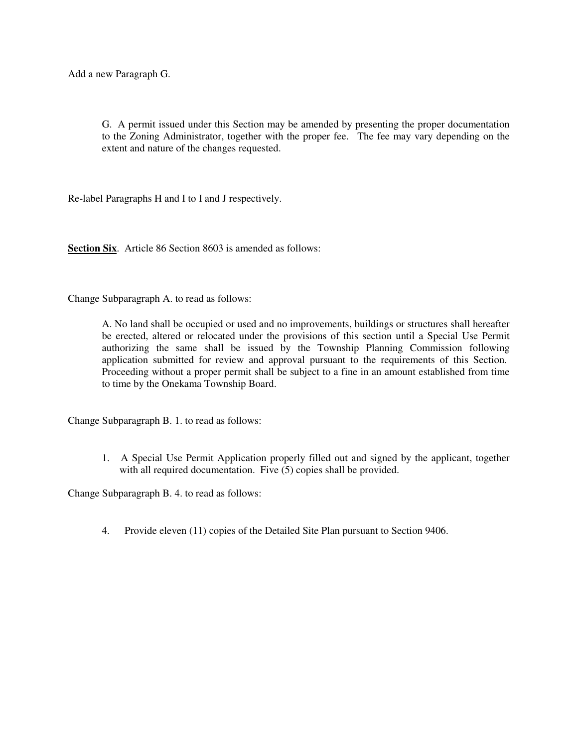Add a new Paragraph G.

> G. A permit issued under this Section may be amended by presenting the proper documentation to the Zoning Administrator, together with the proper fee. The fee may vary depending on the extent and nature of the changes requested.

Re-label Paragraphs H and I to I and J respectively.

**Section Six**. Article 86 Section 8603 is amended as follows:

Change Subparagraph A. to read as follows:

> A. No land shall be occupied or used and no improvements, buildings or structures shall hereafter be erected, altered or relocated under the provisions of this section until a Special Use Permit authorizing the same shall be issued by the Township Planning Commission following application submitted for review and approval pursuant to the requirements of this Section. Proceeding without a proper permit shall be subject to a fine in an amount established from time to time by the Onekama Township Board.

Change Subparagraph B. 1. to read as follows:

> 1. A Special Use Permit Application properly filled out and signed by the applicant, together with all required documentation. Five (5) copies shall be provided.

Change Subparagraph B. 4. to read as follows:

> 4. Provide eleven (11) copies of the Detailed Site Plan pursuant to Section 9406.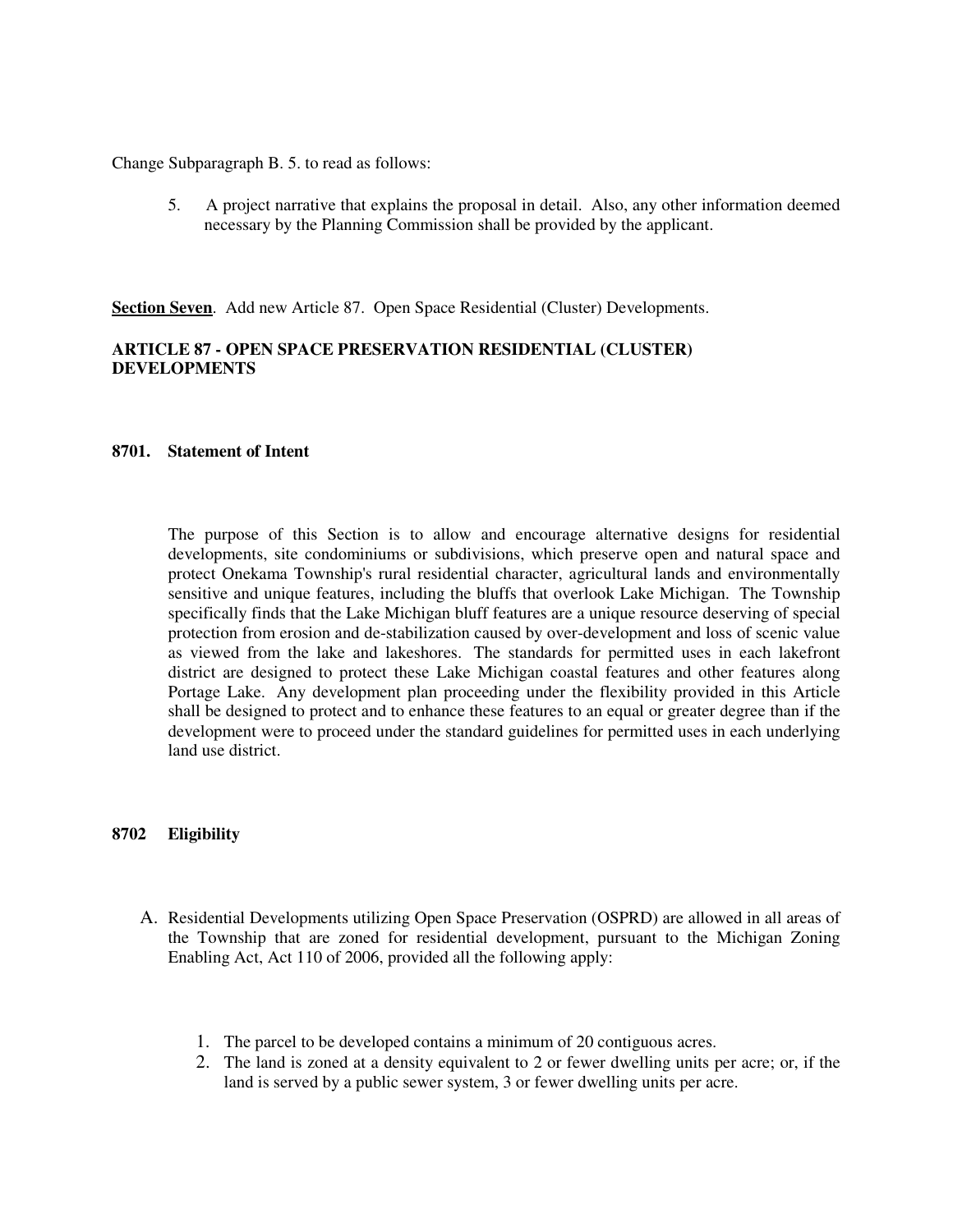Change Subparagraph B. 5. to read as follows:

5. A project narrative that explains the proposal in detail. Also, any other information deemed necessary by the Planning Commission shall be provided by the applicant.

**Section Seven**. Add new Article 87. Open Space Residential (Cluster) Developments.

## ARTICLE 87 - OPEN SPACE PRESERVATION RESIDENTIAL (CLUSTER) DEVELOPMENTS

### 8701. Statement of Intent

The purpose of this Section is to allow and encourage alternative designs for residential developments, site condominiums or subdivisions, which preserve open and natural space and protect Onekama Township's rural residential character, agricultural lands and environmentally sensitive and unique features, including the bluffs that overlook Lake Michigan. The Township specifically finds that the Lake Michigan bluff features are a unique resource deserving of special protection from erosion and de-stabilization caused by over-development and loss of scenic value as viewed from the lake and lakeshores. The standards for permitted uses in each lakefront district are designed to protect these Lake Michigan coastal features and other features along Portage Lake. Any development plan proceeding under the flexibility provided in this Article shall be designed to protect and to enhance these features to an equal or greater degree than if the development were to proceed under the standard guidelines for permitted uses in each underlying land use district.

### 8702 Eligibility

A. Residential Developments utilizing Open Space Preservation (OSPRD) are allowed in all areas of the Township that are zoned for residential development, pursuant to the Michigan Zoning Enabling Act, Act 110 of 2006, provided all the following apply:

1. The parcel to be developed contains a minimum of 20 contiguous acres.
2. The land is zoned at a density equivalent to 2 or fewer dwelling units per acre; or, if the land is served by a public sewer system, 3 or fewer dwelling units per acre.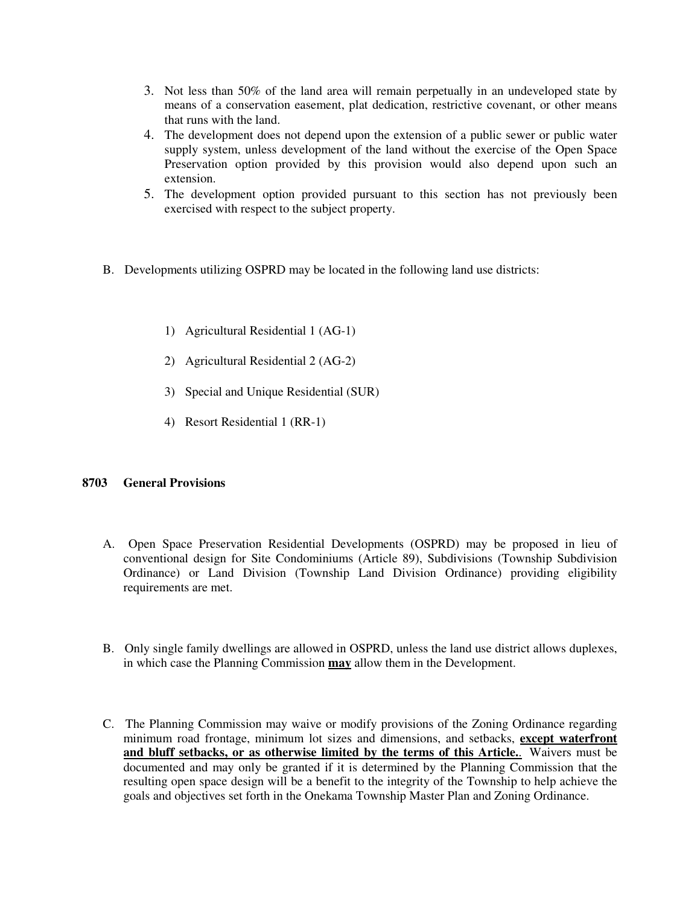3. Not less than 50% of the land area will remain perpetually in an undeveloped state by means of a conservation easement, plat dedication, restrictive covenant, or other means that runs with the land.
4. The development does not depend upon the extension of a public sewer or public water supply system, unless development of the land without the exercise of the Open Space Preservation option provided by this provision would also depend upon such an extension.
5. The development option provided pursuant to this section has not previously been exercised with respect to the subject property.

B. Developments utilizing OSPRD may be located in the following land use districts:

1) Agricultural Residential 1 (AG-1)

2) Agricultural Residential 2 (AG-2)

3) Special and Unique Residential (SUR)

4) Resort Residential 1 (RR-1)

## 8703 General Provisions

A. Open Space Preservation Residential Developments (OSPRD) may be proposed in lieu of conventional design for Site Condominiums (Article 89), Subdivisions (Township Subdivision Ordinance) or Land Division (Township Land Division Ordinance) providing eligibility requirements are met.

B. Only single family dwellings are allowed in OSPRD, unless the land use district allows duplexes, in which case the Planning Commission <u>**may**</u> allow them in the Development.

C. The Planning Commission may waive or modify provisions of the Zoning Ordinance regarding minimum road frontage, minimum lot sizes and dimensions, and setbacks, <u>**except waterfront and bluff setbacks, or as otherwise limited by the terms of this Article.**</u>. Waivers must be documented and may only be granted if it is determined by the Planning Commission that the resulting open space design will be a benefit to the integrity of the Township to help achieve the goals and objectives set forth in the Onekama Township Master Plan and Zoning Ordinance.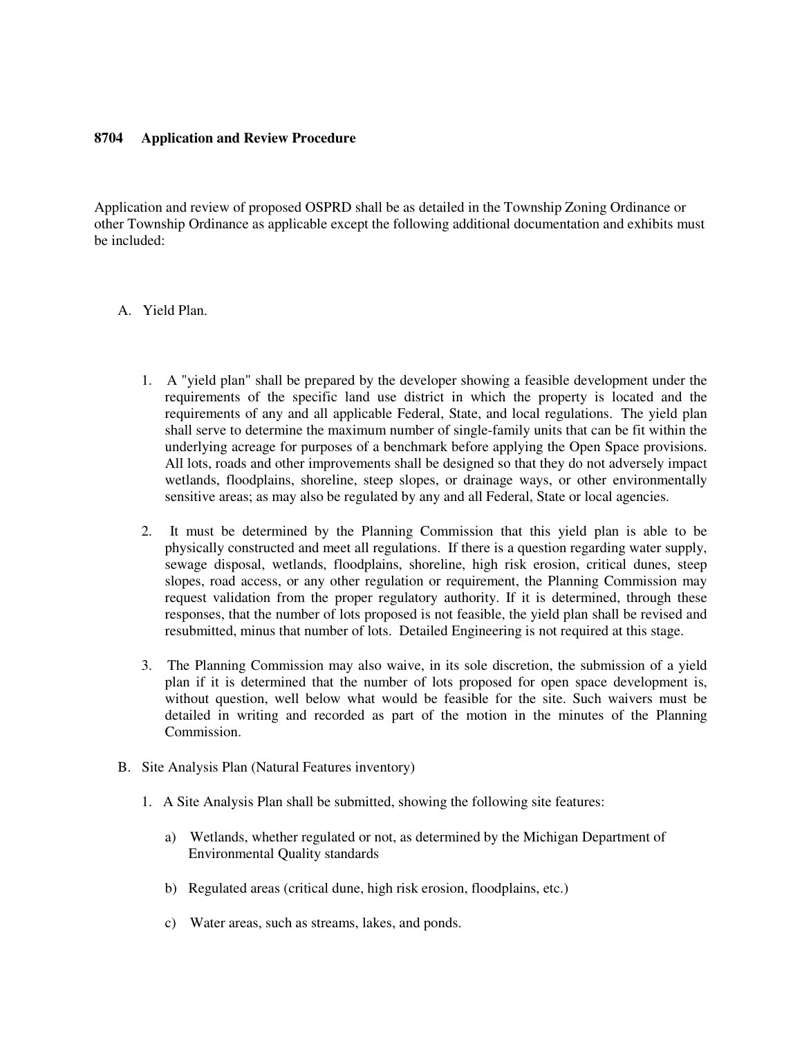## 8704 Application and Review Procedure

Application and review of proposed OSPRD shall be as detailed in the Township Zoning Ordinance or other Township Ordinance as applicable except the following additional documentation and exhibits must be included:

A. Yield Plan.

1. A "yield plan" shall be prepared by the developer showing a feasible development under the requirements of the specific land use district in which the property is located and the requirements of any and all applicable Federal, State, and local regulations. The yield plan shall serve to determine the maximum number of single-family units that can be fit within the underlying acreage for purposes of a benchmark before applying the Open Space provisions. All lots, roads and other improvements shall be designed so that they do not adversely impact wetlands, floodplains, shoreline, steep slopes, or drainage ways, or other environmentally sensitive areas; as may also be regulated by any and all Federal, State or local agencies.

2. It must be determined by the Planning Commission that this yield plan is able to be physically constructed and meet all regulations. If there is a question regarding water supply, sewage disposal, wetlands, floodplains, shoreline, high risk erosion, critical dunes, steep slopes, road access, or any other regulation or requirement, the Planning Commission may request validation from the proper regulatory authority. If it is determined, through these responses, that the number of lots proposed is not feasible, the yield plan shall be revised and resubmitted, minus that number of lots. Detailed Engineering is not required at this stage.

3. The Planning Commission may also waive, in its sole discretion, the submission of a yield plan if it is determined that the number of lots proposed for open space development is, without question, well below what would be feasible for the site. Such waivers must be detailed in writing and recorded as part of the motion in the minutes of the Planning Commission.

B. Site Analysis Plan (Natural Features inventory)

1. A Site Analysis Plan shall be submitted, showing the following site features:

   a) Wetlands, whether regulated or not, as determined by the Michigan Department of Environmental Quality standards

   b) Regulated areas (critical dune, high risk erosion, floodplains, etc.)

   c) Water areas, such as streams, lakes, and ponds.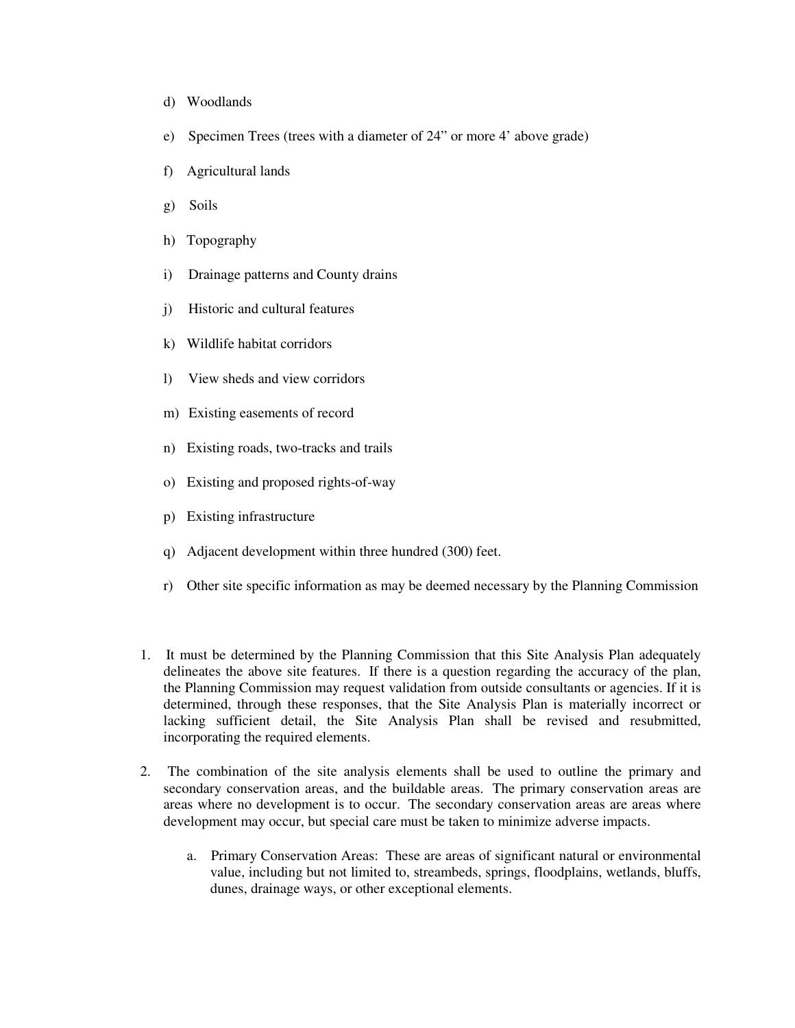d) Woodlands

e) Specimen Trees (trees with a diameter of 24" or more 4' above grade)

f) Agricultural lands

g) Soils

h) Topography

i) Drainage patterns and County drains

j) Historic and cultural features

k) Wildlife habitat corridors

l) View sheds and view corridors

m) Existing easements of record

n) Existing roads, two-tracks and trails

o) Existing and proposed rights-of-way

p) Existing infrastructure

q) Adjacent development within three hundred (300) feet.

r) Other site specific information as may be deemed necessary by the Planning Commission

1. It must be determined by the Planning Commission that this Site Analysis Plan adequately delineates the above site features. If there is a question regarding the accuracy of the plan, the Planning Commission may request validation from outside consultants or agencies. If it is determined, through these responses, that the Site Analysis Plan is materially incorrect or lacking sufficient detail, the Site Analysis Plan shall be revised and resubmitted, incorporating the required elements.

2. The combination of the site analysis elements shall be used to outline the primary and secondary conservation areas, and the buildable areas. The primary conservation areas are areas where no development is to occur. The secondary conservation areas are areas where development may occur, but special care must be taken to minimize adverse impacts.

   a. Primary Conservation Areas: These are areas of significant natural or environmental value, including but not limited to, streambeds, springs, floodplains, wetlands, bluffs, dunes, drainage ways, or other exceptional elements.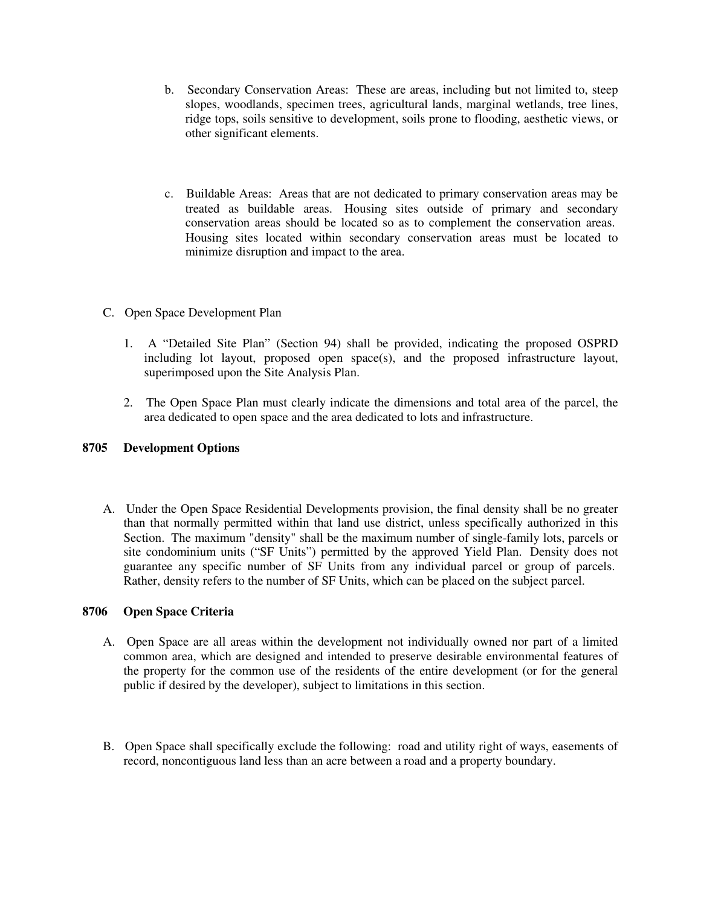b. Secondary Conservation Areas: These are areas, including but not limited to, steep slopes, woodlands, specimen trees, agricultural lands, marginal wetlands, tree lines, ridge tops, soils sensitive to development, soils prone to flooding, aesthetic views, or other significant elements.

c. Buildable Areas: Areas that are not dedicated to primary conservation areas may be treated as buildable areas. Housing sites outside of primary and secondary conservation areas should be located so as to complement the conservation areas. Housing sites located within secondary conservation areas must be located to minimize disruption and impact to the area.

C. Open Space Development Plan

1. A "Detailed Site Plan" (Section 94) shall be provided, indicating the proposed OSPRD including lot layout, proposed open space(s), and the proposed infrastructure layout, superimposed upon the Site Analysis Plan.

2. The Open Space Plan must clearly indicate the dimensions and total area of the parcel, the area dedicated to open space and the area dedicated to lots and infrastructure.

## 8705 Development Options

A. Under the Open Space Residential Developments provision, the final density shall be no greater than that normally permitted within that land use district, unless specifically authorized in this Section. The maximum "density" shall be the maximum number of single-family lots, parcels or site condominium units ("SF Units") permitted by the approved Yield Plan. Density does not guarantee any specific number of SF Units from any individual parcel or group of parcels. Rather, density refers to the number of SF Units, which can be placed on the subject parcel.

## 8706 Open Space Criteria

A. Open Space are all areas within the development not individually owned nor part of a limited common area, which are designed and intended to preserve desirable environmental features of the property for the common use of the residents of the entire development (or for the general public if desired by the developer), subject to limitations in this section.

B. Open Space shall specifically exclude the following: road and utility right of ways, easements of record, noncontiguous land less than an acre between a road and a property boundary.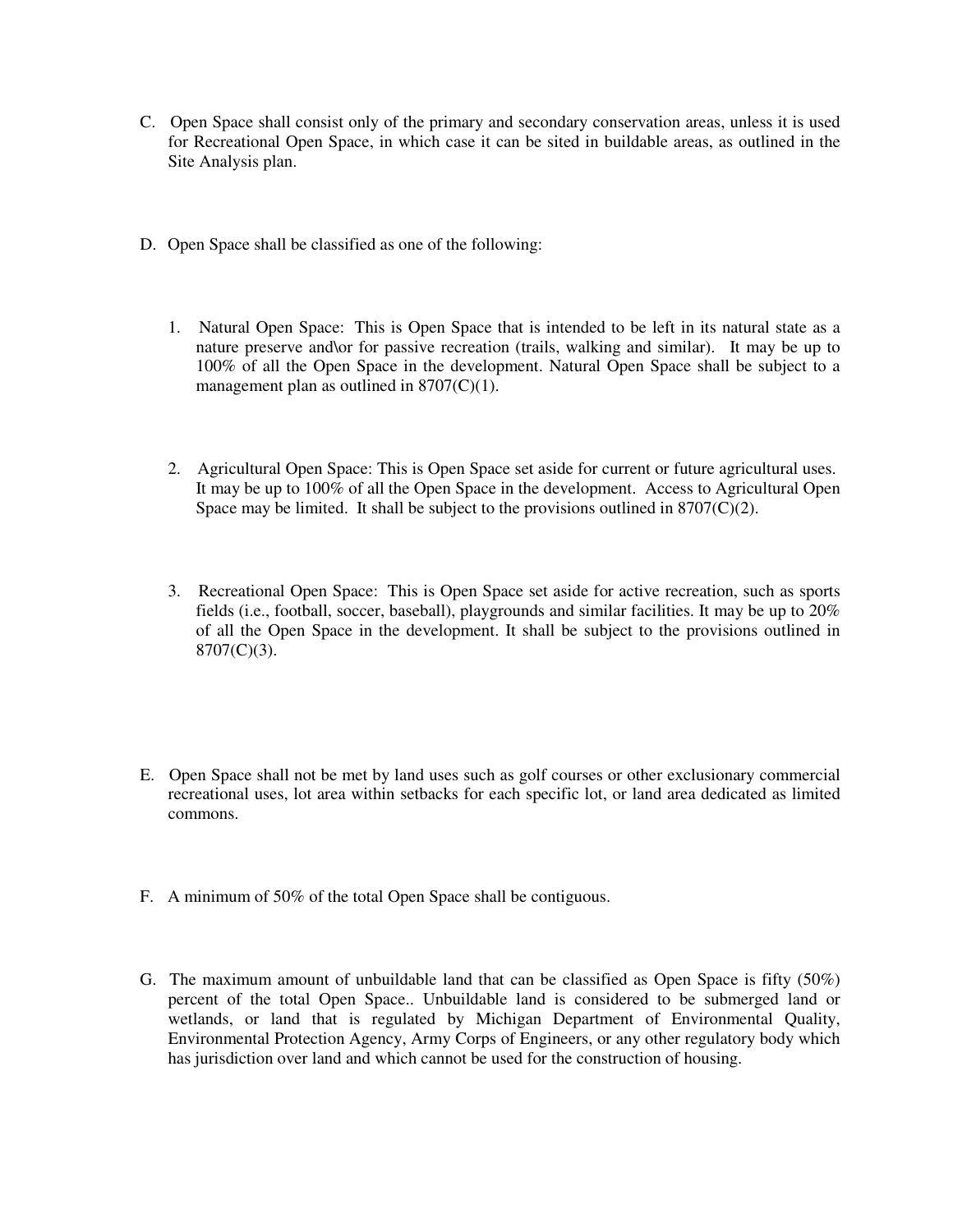C. Open Space shall consist only of the primary and secondary conservation areas, unless it is used for Recreational Open Space, in which case it can be sited in buildable areas, as outlined in the Site Analysis plan.

D. Open Space shall be classified as one of the following:

1. Natural Open Space: This is Open Space that is intended to be left in its natural state as a nature preserve and\or for passive recreation (trails, walking and similar). It may be up to 100% of all the Open Space in the development. Natural Open Space shall be subject to a management plan as outlined in 8707(C)(1).

2. Agricultural Open Space: This is Open Space set aside for current or future agricultural uses. It may be up to 100% of all the Open Space in the development. Access to Agricultural Open Space may be limited. It shall be subject to the provisions outlined in 8707(C)(2).

3. Recreational Open Space: This is Open Space set aside for active recreation, such as sports fields (i.e., football, soccer, baseball), playgrounds and similar facilities. It may be up to 20% of all the Open Space in the development. It shall be subject to the provisions outlined in 8707(C)(3).

E. Open Space shall not be met by land uses such as golf courses or other exclusionary commercial recreational uses, lot area within setbacks for each specific lot, or land area dedicated as limited commons.

F. A minimum of 50% of the total Open Space shall be contiguous.

G. The maximum amount of unbuildable land that can be classified as Open Space is fifty (50%) percent of the total Open Space.. Unbuildable land is considered to be submerged land or wetlands, or land that is regulated by Michigan Department of Environmental Quality, Environmental Protection Agency, Army Corps of Engineers, or any other regulatory body which has jurisdiction over land and which cannot be used for the construction of housing.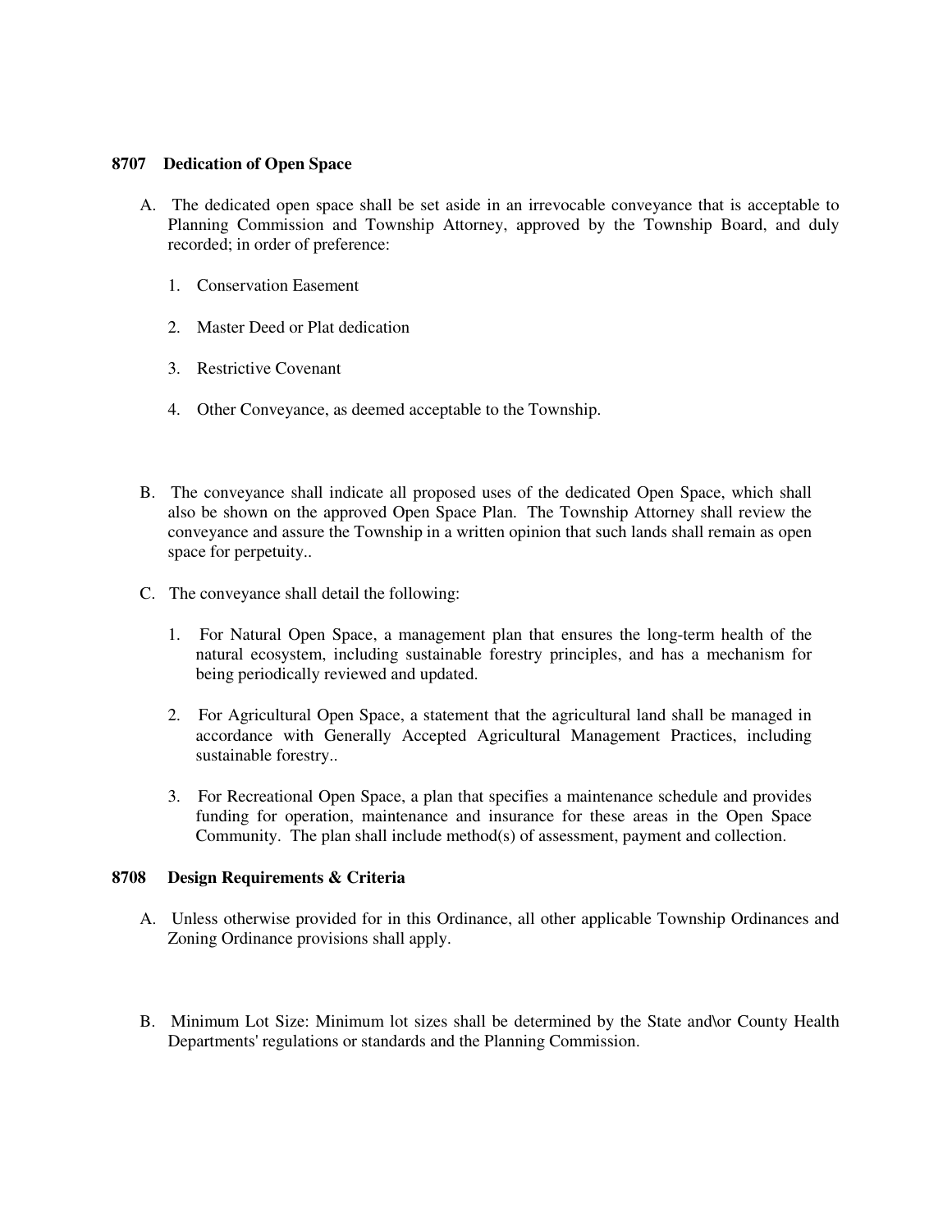## 8707 Dedication of Open Space

A. The dedicated open space shall be set aside in an irrevocable conveyance that is acceptable to Planning Commission and Township Attorney, approved by the Township Board, and duly recorded; in order of preference:

   1. Conservation Easement

   2. Master Deed or Plat dedication

   3. Restrictive Covenant

   4. Other Conveyance, as deemed acceptable to the Township.

B. The conveyance shall indicate all proposed uses of the dedicated Open Space, which shall also be shown on the approved Open Space Plan. The Township Attorney shall review the conveyance and assure the Township in a written opinion that such lands shall remain as open space for perpetuity..

C. The conveyance shall detail the following:

   1. For Natural Open Space, a management plan that ensures the long-term health of the natural ecosystem, including sustainable forestry principles, and has a mechanism for being periodically reviewed and updated.

   2. For Agricultural Open Space, a statement that the agricultural land shall be managed in accordance with Generally Accepted Agricultural Management Practices, including sustainable forestry..

   3. For Recreational Open Space, a plan that specifies a maintenance schedule and provides funding for operation, maintenance and insurance for these areas in the Open Space Community. The plan shall include method(s) of assessment, payment and collection.

## 8708 Design Requirements & Criteria

A. Unless otherwise provided for in this Ordinance, all other applicable Township Ordinances and Zoning Ordinance provisions shall apply.

B. Minimum Lot Size: Minimum lot sizes shall be determined by the State and\or County Health Departments' regulations or standards and the Planning Commission.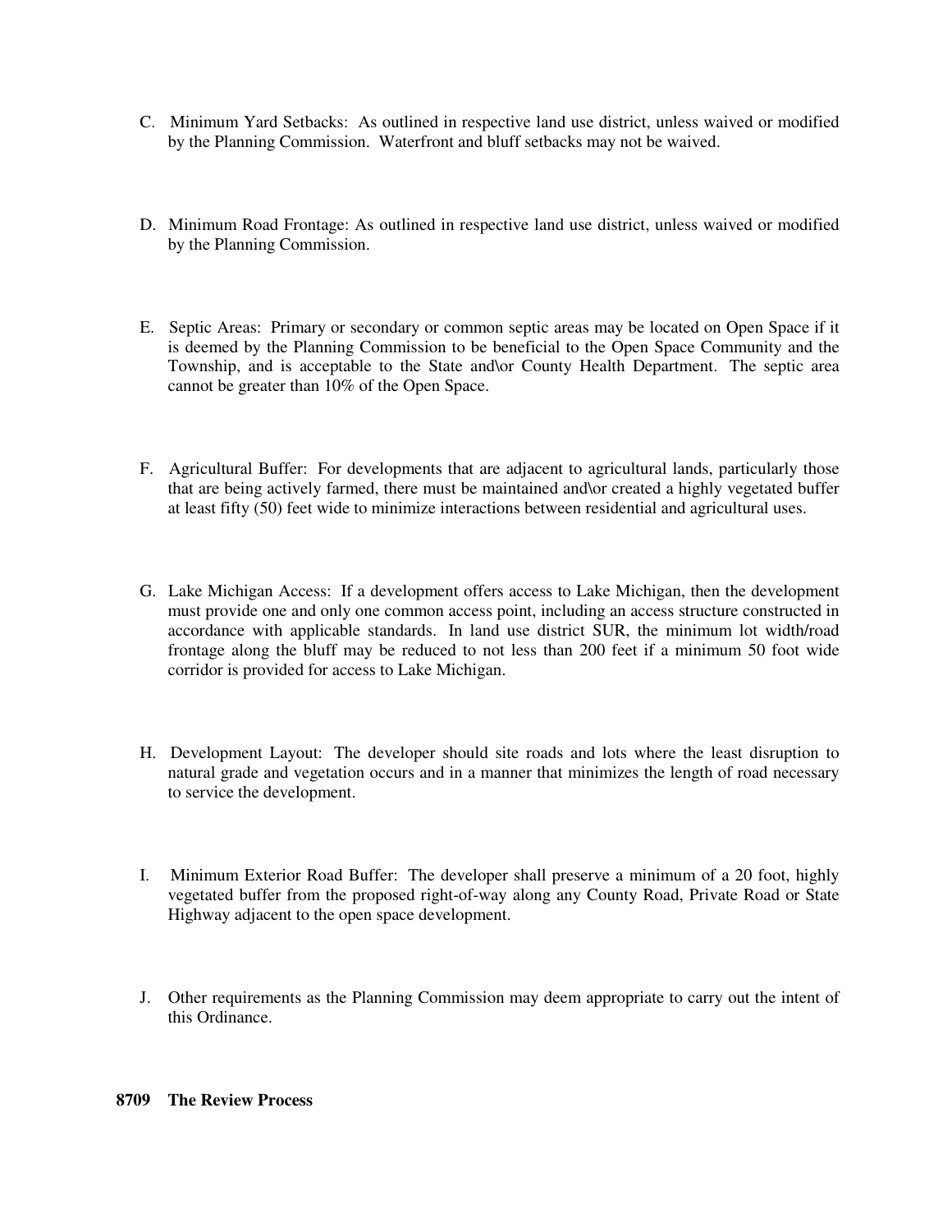C. Minimum Yard Setbacks: As outlined in respective land use district, unless waived or modified by the Planning Commission. Waterfront and bluff setbacks may not be waived.

D. Minimum Road Frontage: As outlined in respective land use district, unless waived or modified by the Planning Commission.

E. Septic Areas: Primary or secondary or common septic areas may be located on Open Space if it is deemed by the Planning Commission to be beneficial to the Open Space Community and the Township, and is acceptable to the State and\or County Health Department. The septic area cannot be greater than 10% of the Open Space.

F. Agricultural Buffer: For developments that are adjacent to agricultural lands, particularly those that are being actively farmed, there must be maintained and\or created a highly vegetated buffer at least fifty (50) feet wide to minimize interactions between residential and agricultural uses.

G. Lake Michigan Access: If a development offers access to Lake Michigan, then the development must provide one and only one common access point, including an access structure constructed in accordance with applicable standards. In land use district SUR, the minimum lot width/road frontage along the bluff may be reduced to not less than 200 feet if a minimum 50 foot wide corridor is provided for access to Lake Michigan.

H. Development Layout: The developer should site roads and lots where the least disruption to natural grade and vegetation occurs and in a manner that minimizes the length of road necessary to service the development.

I. Minimum Exterior Road Buffer: The developer shall preserve a minimum of a 20 foot, highly vegetated buffer from the proposed right-of-way along any County Road, Private Road or State Highway adjacent to the open space development.

J. Other requirements as the Planning Commission may deem appropriate to carry out the intent of this Ordinance.

**8709 The Review Process**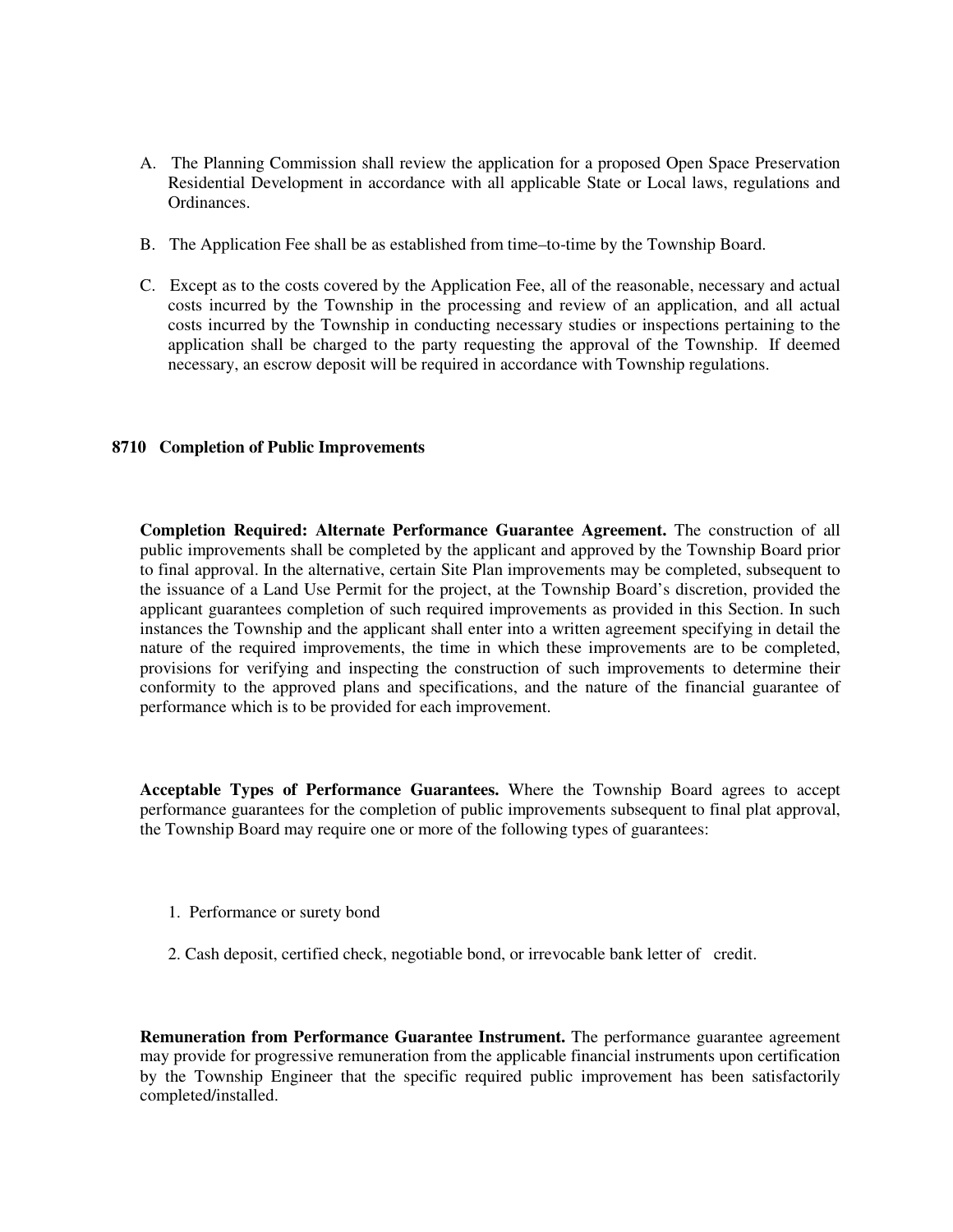A. The Planning Commission shall review the application for a proposed Open Space Preservation Residential Development in accordance with all applicable State or Local laws, regulations and Ordinances.

B. The Application Fee shall be as established from time–to-time by the Township Board.

C. Except as to the costs covered by the Application Fee, all of the reasonable, necessary and actual costs incurred by the Township in the processing and review of an application, and all actual costs incurred by the Township in conducting necessary studies or inspections pertaining to the application shall be charged to the party requesting the approval of the Township. If deemed necessary, an escrow deposit will be required in accordance with Township regulations.

### 8710 Completion of Public Improvements

**Completion Required: Alternate Performance Guarantee Agreement.** The construction of all public improvements shall be completed by the applicant and approved by the Township Board prior to final approval. In the alternative, certain Site Plan improvements may be completed, subsequent to the issuance of a Land Use Permit for the project, at the Township Board's discretion, provided the applicant guarantees completion of such required improvements as provided in this Section. In such instances the Township and the applicant shall enter into a written agreement specifying in detail the nature of the required improvements, the time in which these improvements are to be completed, provisions for verifying and inspecting the construction of such improvements to determine their conformity to the approved plans and specifications, and the nature of the financial guarantee of performance which is to be provided for each improvement.

**Acceptable Types of Performance Guarantees.** Where the Township Board agrees to accept performance guarantees for the completion of public improvements subsequent to final plat approval, the Township Board may require one or more of the following types of guarantees:

1. Performance or surety bond
2. Cash deposit, certified check, negotiable bond, or irrevocable bank letter of credit.

**Remuneration from Performance Guarantee Instrument.** The performance guarantee agreement may provide for progressive remuneration from the applicable financial instruments upon certification by the Township Engineer that the specific required public improvement has been satisfactorily completed/installed.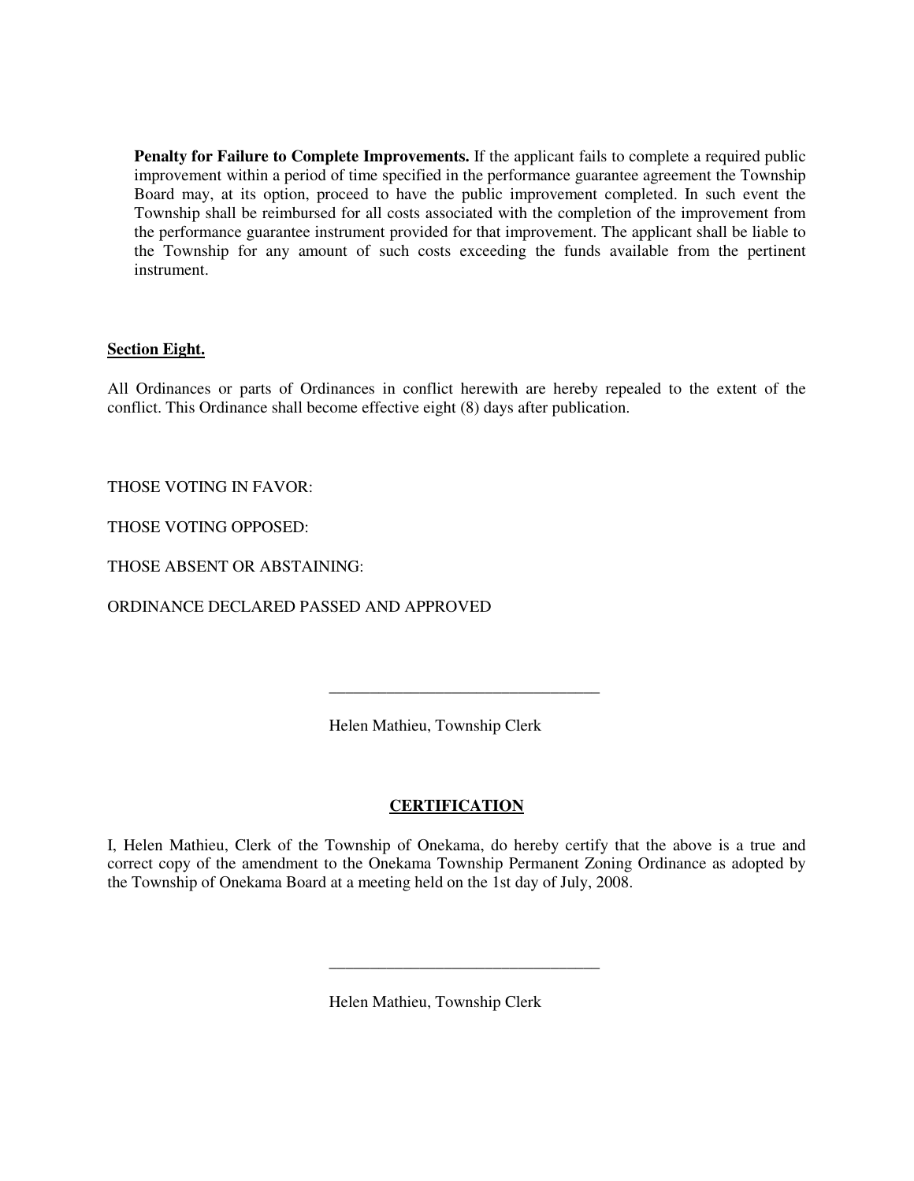**Penalty for Failure to Complete Improvements.** If the applicant fails to complete a required public improvement within a period of time specified in the performance guarantee agreement the Township Board may, at its option, proceed to have the public improvement completed. In such event the Township shall be reimbursed for all costs associated with the completion of the improvement from the performance guarantee instrument provided for that improvement. The applicant shall be liable to the Township for any amount of such costs exceeding the funds available from the pertinent instrument.

**Section Eight.**

All Ordinances or parts of Ordinances in conflict herewith are hereby repealed to the extent of the conflict. This Ordinance shall become effective eight (8) days after publication.

THOSE VOTING IN FAVOR:

THOSE VOTING OPPOSED:

THOSE ABSENT OR ABSTAINING:

ORDINANCE DECLARED PASSED AND APPROVED

_________________________________

Helen Mathieu, Township Clerk

**CERTIFICATION**

I, Helen Mathieu, Clerk of the Township of Onekama, do hereby certify that the above is a true and correct copy of the amendment to the Onekama Township Permanent Zoning Ordinance as adopted by the Township of Onekama Board at a meeting held on the 1st day of July, 2008.

_________________________________

Helen Mathieu, Township Clerk